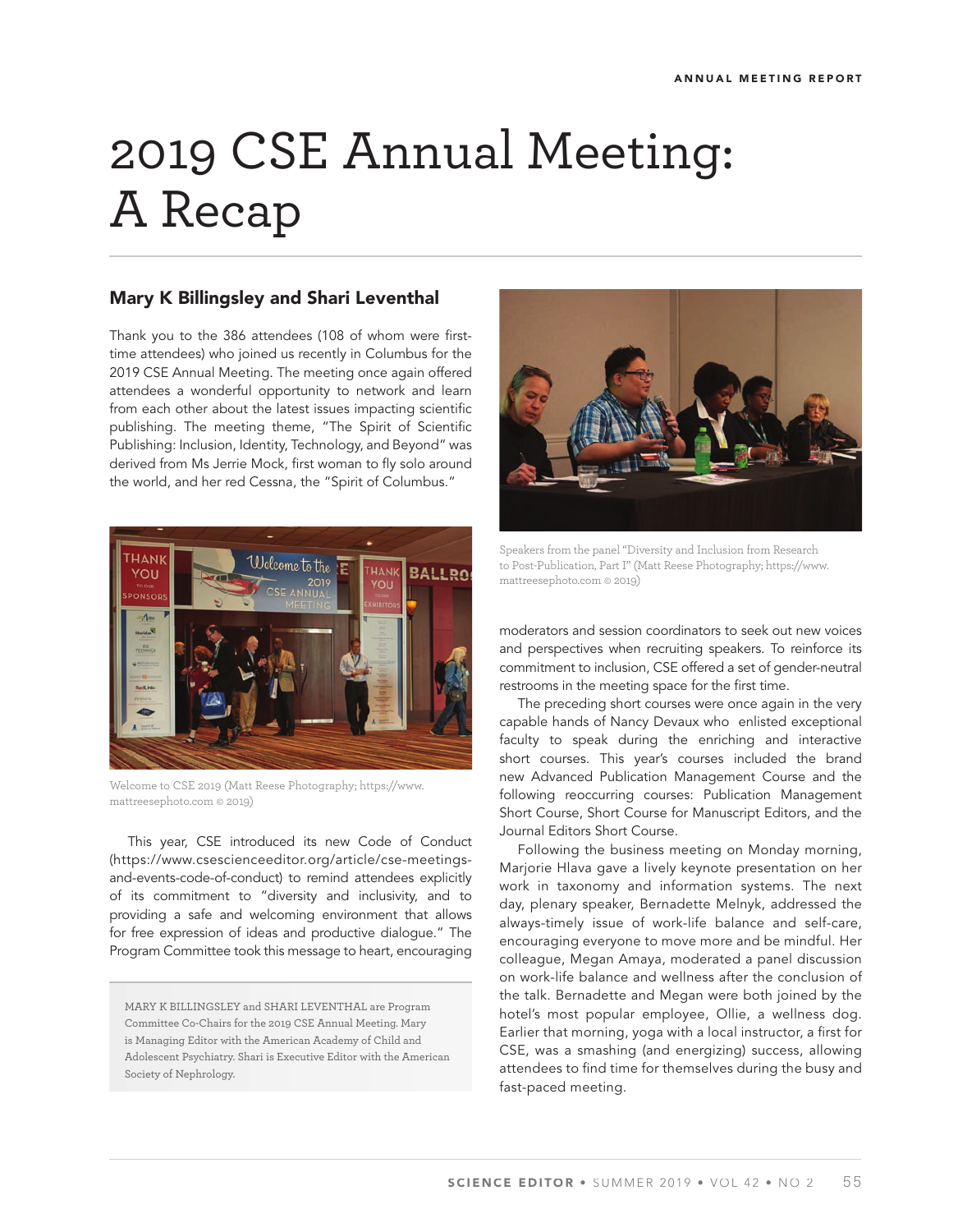# 2019 CSE Annual Meeting: A Recap

### Mary K Billingsley and Shari Leventhal

Thank you to the 386 attendees (108 of whom were first-time attendees) who joined us recently in Columbus for the 2019 CSE Annual Meeting. The meeting once again offered attendees a wonderful opportunity to network and learn from each other about the latest issues impacting scientific publishing. The meeting theme, "The Spirit of Scientific Publishing: Inclusion, Identity, Technology, and Beyond" was derived from Ms Jerrie Mock, first woman to fly solo around the world, and her red Cessna, the "Spirit of Columbus."

Welcome to CSE 2019 (Matt Reese Photography; https://www.mattreesephoto.com © 2019)

This year, CSE introduced its new Code of Conduct (https://www.csescienceeditor.org/article/cse-meetings-and-events-code-of-conduct) to remind attendees explicitly of its commitment to "diversity and inclusivity, and to providing a safe and welcoming environment that allows for free expression of ideas and productive dialogue." The Program Committee took this message to heart, encouraging moderators and session coordinators to seek out new voices and perspectives when recruiting speakers. To reinforce its commitment to inclusion, CSE offered a set of gender-neutral restrooms in the meeting space for the first time.

MARY K BILLINGSLEY and SHARI LEVENTHAL are Program Committee Co-Chairs for the 2019 CSE Annual Meeting. Mary is Managing Editor with the American Academy of Child and Adolescent Psychiatry. Shari is Executive Editor with the American Society of Nephrology.

Speakers from the panel "Diversity and Inclusion from Research to Post-Publication, Part I" (Matt Reese Photography; https://www.mattreesephoto.com © 2019)

The preceding short courses were once again in the very capable hands of Nancy Devaux who enlisted exceptional faculty to speak during the enriching and interactive short courses. This year's courses included the brand new Advanced Publication Management Course and the following reoccurring courses: Publication Management Short Course, Short Course for Manuscript Editors, and the Journal Editors Short Course.

Following the business meeting on Monday morning, Marjorie Hlava gave a lively keynote presentation on her work in taxonomy and information systems. The next day, plenary speaker, Bernadette Melnyk, addressed the always-timely issue of work-life balance and self-care, encouraging everyone to move more and be mindful. Her colleague, Megan Amaya, moderated a panel discussion on work-life balance and wellness after the conclusion of the talk. Bernadette and Megan were both joined by the hotel's most popular employee, Ollie, a wellness dog. Earlier that morning, yoga with a local instructor, a first for CSE, was a smashing (and energizing) success, allowing attendees to find time for themselves during the busy and fast-paced meeting.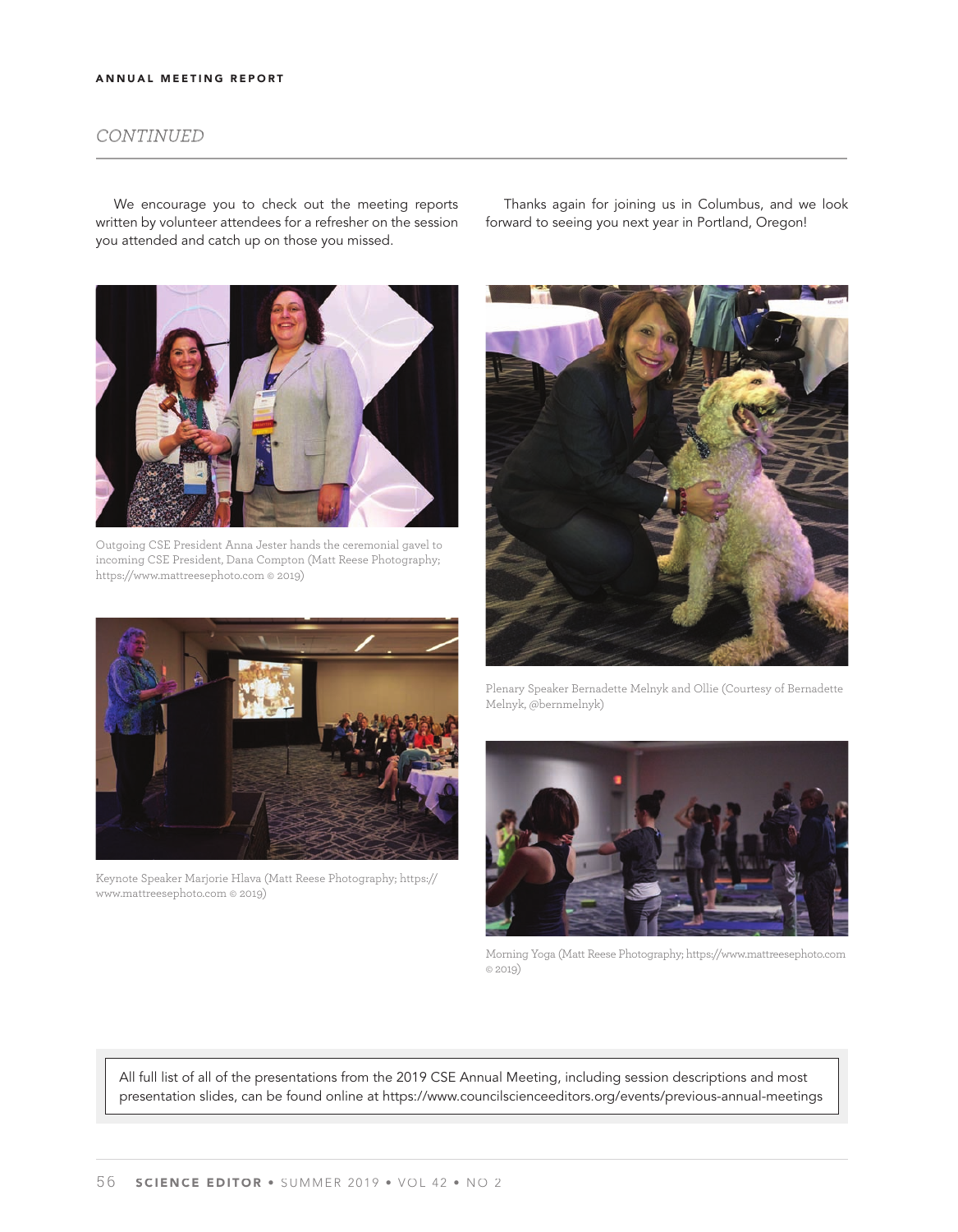*CONTINUED*

We encourage you to check out the meeting reports written by volunteer attendees for a refresher on the session you attended and catch up on those you missed.

Thanks again for joining us in Columbus, and we look forward to seeing you next year in Portland, Oregon!

Outgoing CSE President Anna Jester hands the ceremonial gavel to incoming CSE President, Dana Compton (Matt Reese Photography; https://www.mattreesephoto.com © 2019)

Keynote Speaker Marjorie Hlava (Matt Reese Photography; https://www.mattreesephoto.com © 2019)

Plenary Speaker Bernadette Melnyk and Ollie (Courtesy of Bernadette Melnyk, @bernmelnyk)

Morning Yoga (Matt Reese Photography; https://www.mattreesephoto.com © 2019)

All full list of all of the presentations from the 2019 CSE Annual Meeting, including session descriptions and most presentation slides, can be found online at https://www.councilscienceeditors.org/events/previous-annual-meetings